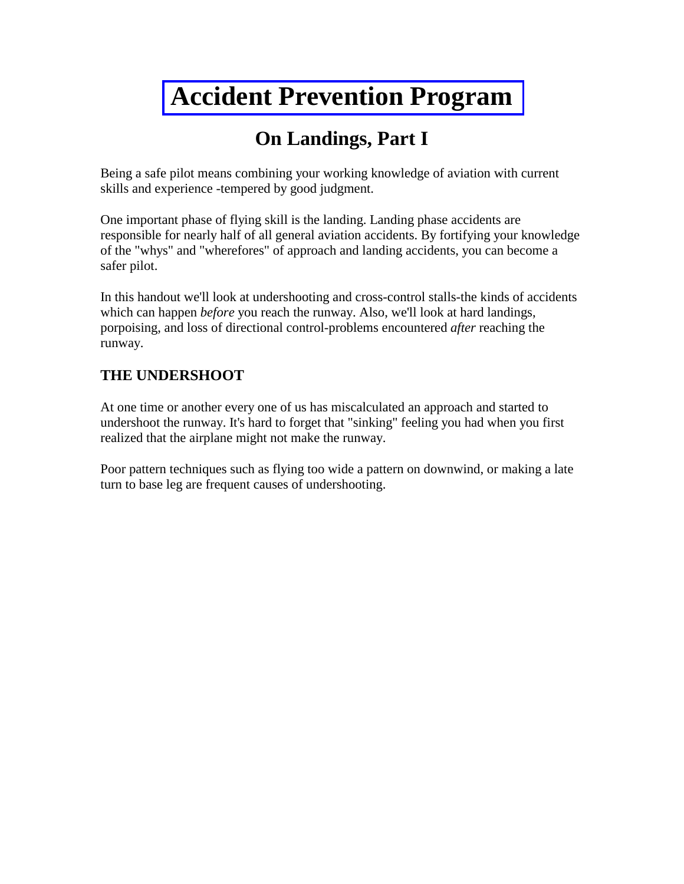# Accident Prevention Program

## On Landings, Part I

Being a safe pilot means combining your working knowledge of aviation with current skills and experience -tempered by good judgment.

One important phase of flying skill is the landing. Landing phase accidents are responsible for nearly half of all general aviation accidents. By fortifying your knowledge of the "whys" and "wherefores" of approach and landing accidents, you can become a safer pilot.

In this handout we'll look at undershooting and cross-control stalls-the kinds of accidents which can happen *before* you reach the runway. Also, we'll look at hard landings, porpoising, and loss of directional control-problems encountered *after* reaching the runway.

### THE UNDERSHOOT

At one time or another every one of us has miscalculated an approach and started to undershoot the runway. It's hard to forget that "sinking" feeling you had when you first realized that the airplane might not make the runway.

Poor pattern techniques such as flying too wide a pattern on downwind, or making a late turn to base leg are frequent causes of undershooting.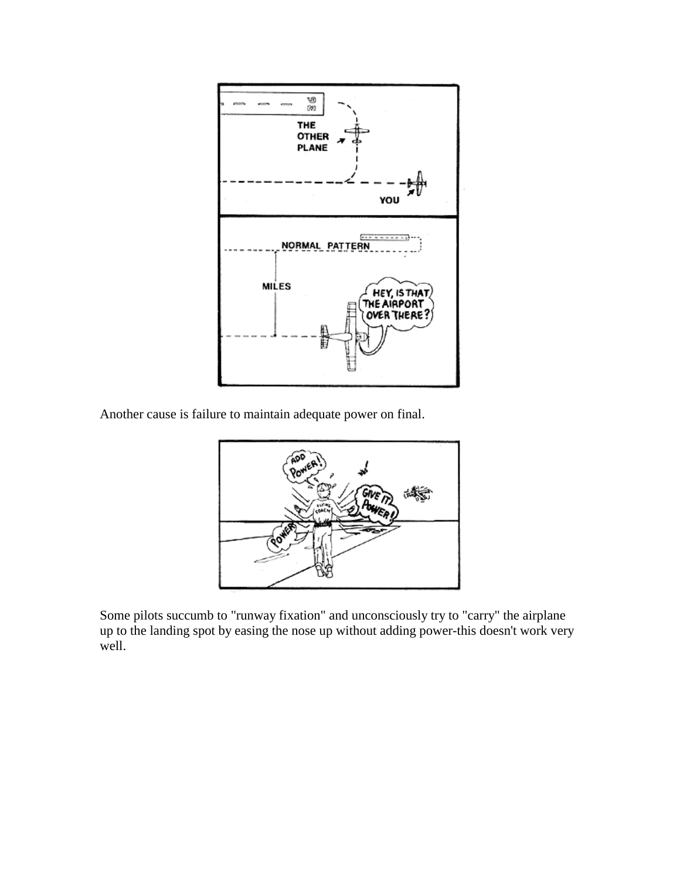Another cause is failure to maintain adequate power on final.

Some pilots succumb to "runway fixation" and unconsciously try to "carry" the airplane up to the landing spot by easing the nose up without adding power-this doesn't work very well.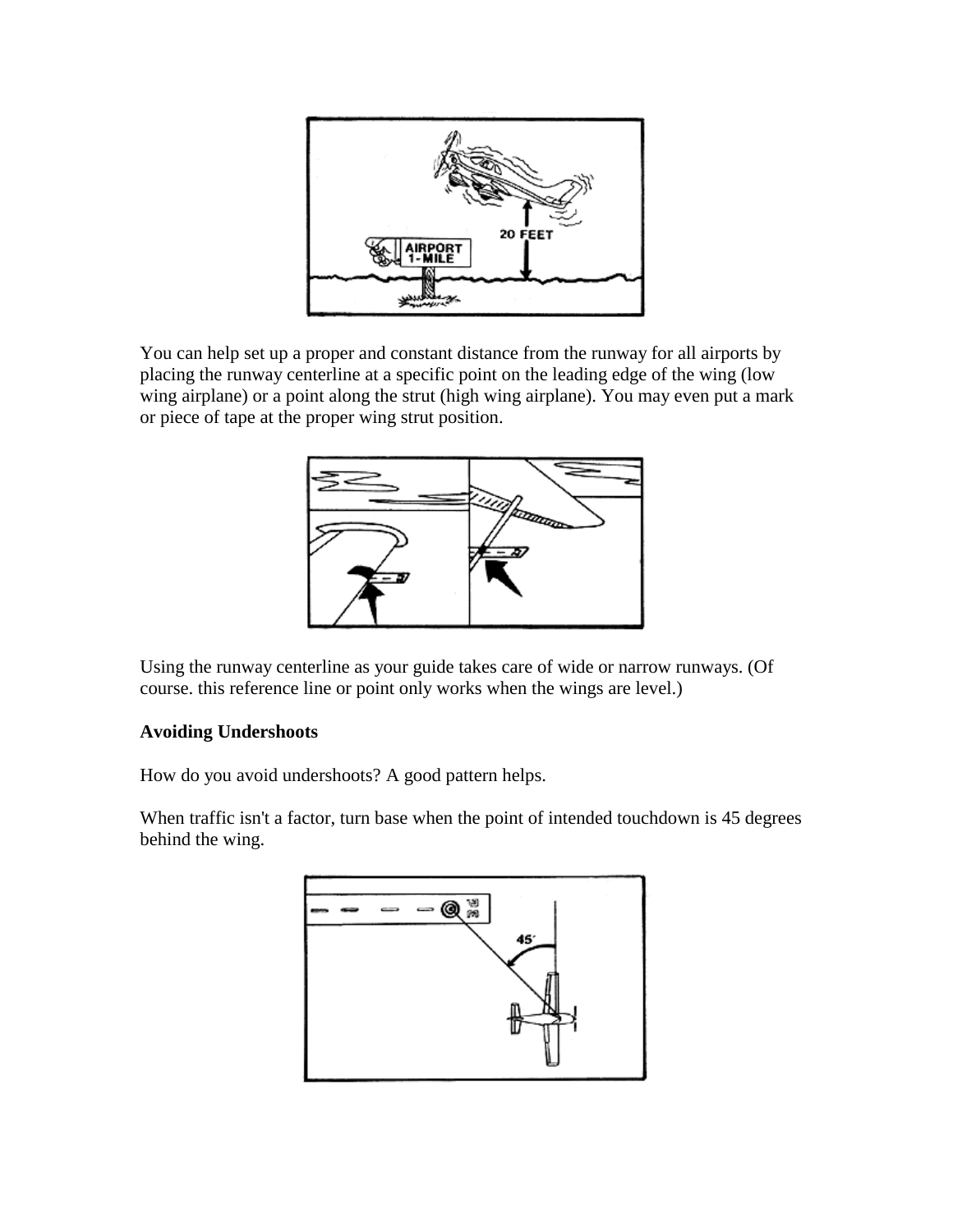You can help set up a proper and constant distance from the runway for all airports by placing the runway centerline at a specific point on the leading edge of the wing (low wing airplane) or a point along the strut (high wing airplane). You may even put a mark or piece of tape at the proper wing strut position.

Using the runway centerline as your guide takes care of wide or narrow runways. (Of course. this reference line or point only works when the wings are level.)

**Avoiding Undershoots**

How do you avoid undershoots? A good pattern helps.

When traffic isn't a factor, turn base when the point of intended touchdown is 45 degrees behind the wing.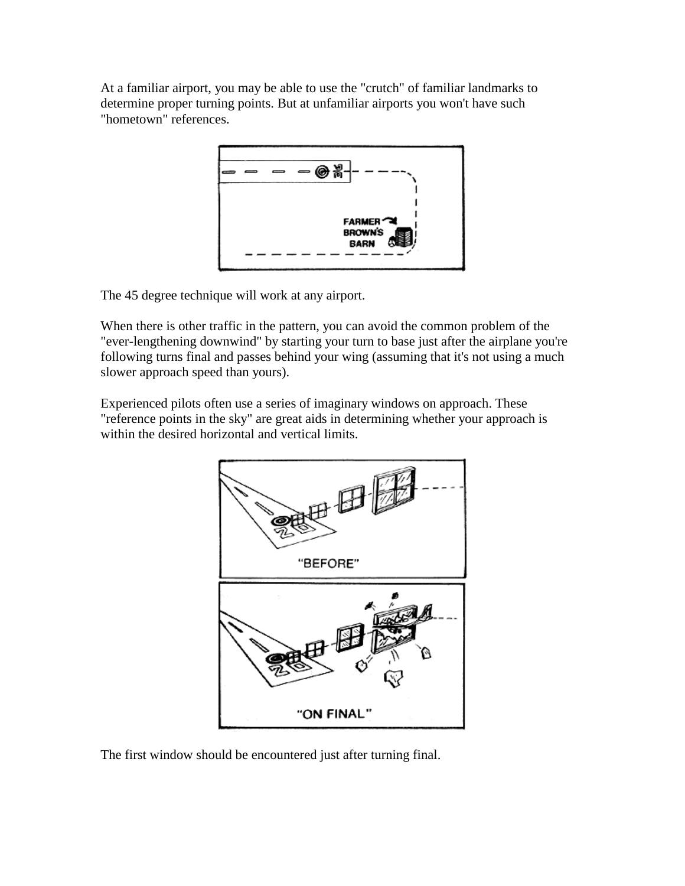At a familiar airport, you may be able to use the "crutch" of familiar landmarks to determine proper turning points. But at unfamiliar airports you won't have such "hometown" references.

FARMER BROWN'S BARN

The 45 degree technique will work at any airport.

When there is other traffic in the pattern, you can avoid the common problem of the "ever-lengthening downwind" by starting your turn to base just after the airplane you're following turns final and passes behind your wing (assuming that it's not using a much slower approach speed than yours).

Experienced pilots often use a series of imaginary windows on approach. These "reference points in the sky" are great aids in determining whether your approach is within the desired horizontal and vertical limits.

"BEFORE"

"ON FINAL"

The first window should be encountered just after turning final.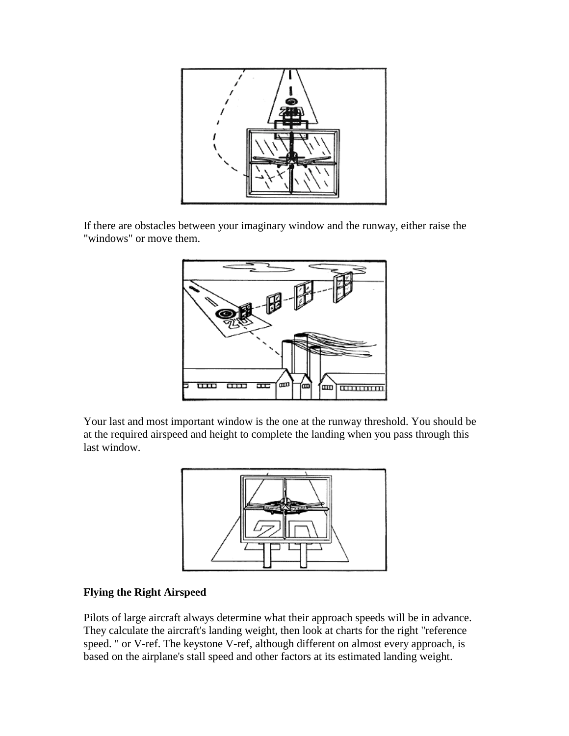If there are obstacles between your imaginary window and the runway, either raise the "windows" or move them.

Your last and most important window is the one at the runway threshold. You should be at the required airspeed and height to complete the landing when you pass through this last window.

**Flying the Right Airspeed**

Pilots of large aircraft always determine what their approach speeds will be in advance. They calculate the aircraft's landing weight, then look at charts for the right "reference speed. " or V-ref. The keystone V-ref, although different on almost every approach, is based on the airplane's stall speed and other factors at its estimated landing weight.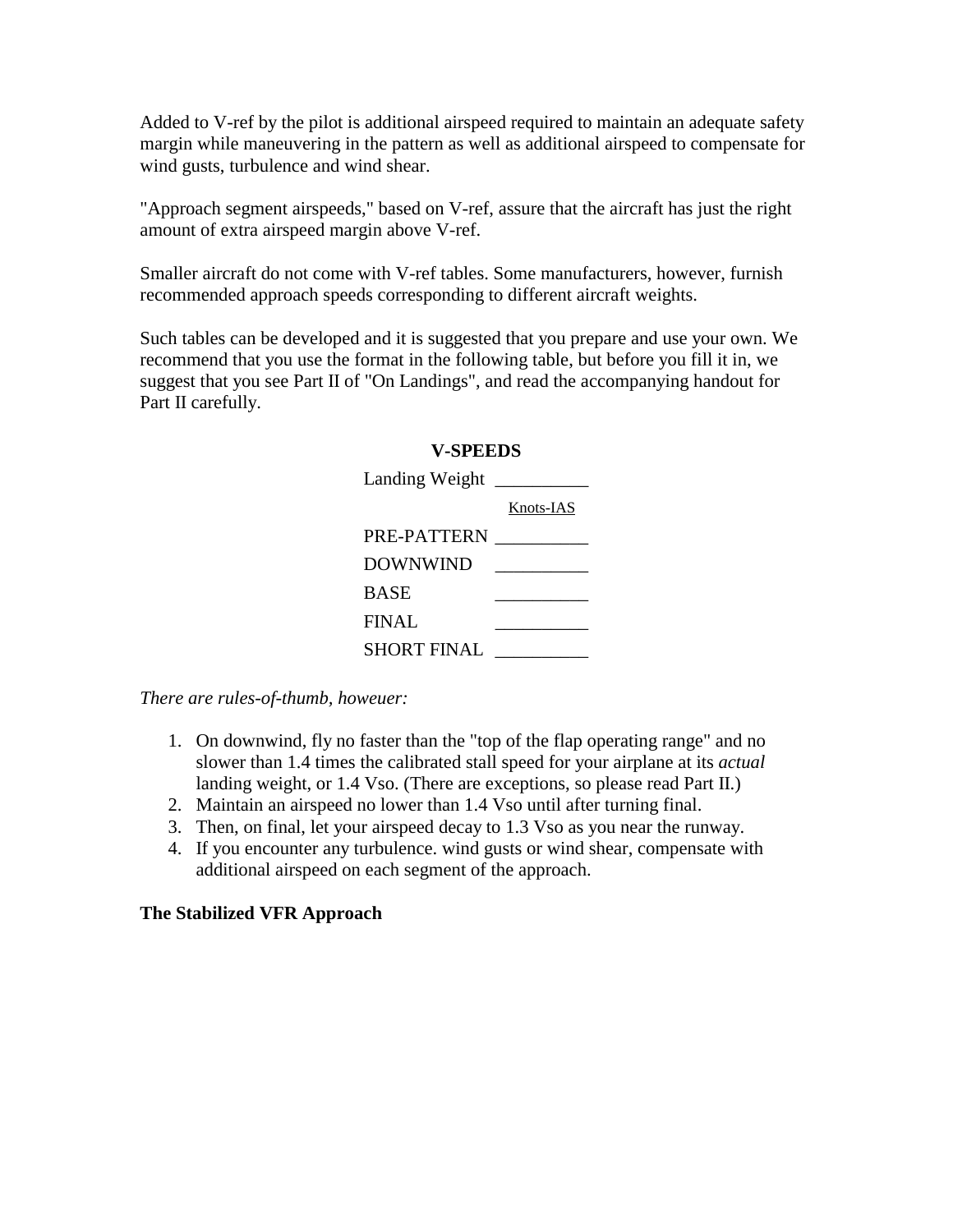Added to V-ref by the pilot is additional airspeed required to maintain an adequate safety margin while maneuvering in the pattern as well as additional airspeed to compensate for wind gusts, turbulence and wind shear.

"Approach segment airspeeds," based on V-ref, assure that the aircraft has just the right amount of extra airspeed margin above V-ref.

Smaller aircraft do not come with V-ref tables. Some manufacturers, however, furnish recommended approach speeds corresponding to different aircraft weights.

Such tables can be developed and it is suggested that you prepare and use your own. We recommend that you use the format in the following table, but before you fill it in, we suggest that you see Part II of "On Landings", and read the accompanying handout for Part II carefully.

| **V-SPEEDS** | |
|---|---|
| Landing Weight | __________ |
| | Knots-IAS |
| PRE-PATTERN | __________ |
| DOWNWIND | __________ |
| BASE | __________ |
| FINAL | __________ |
| SHORT FINAL | __________ |

*There are rules-of-thumb, howeuer:*

1. On downwind, fly no faster than the "top of the flap operating range" and no slower than 1.4 times the calibrated stall speed for your airplane at its *actual* landing weight, or 1.4 Vso. (There are exceptions, so please read Part II.)
2. Maintain an airspeed no lower than 1.4 Vso until after turning final.
3. Then, on final, let your airspeed decay to 1.3 Vso as you near the runway.
4. If you encounter any turbulence. wind gusts or wind shear, compensate with additional airspeed on each segment of the approach.

**The Stabilized VFR Approach**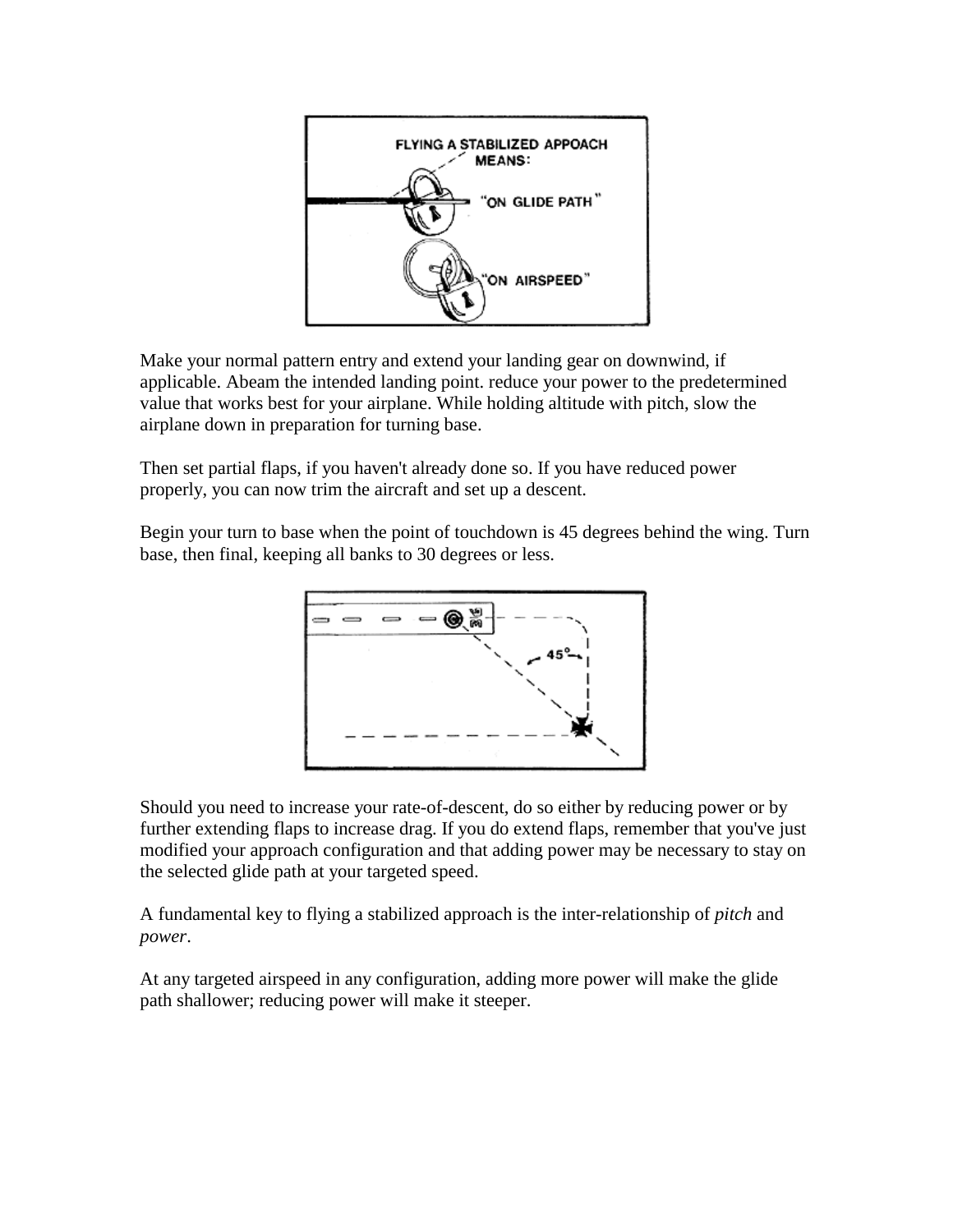FLYING A STABILIZED APPOACH
MEANS:
"ON GLIDE PATH"
"ON AIRSPEED"

Make your normal pattern entry and extend your landing gear on downwind, if applicable. Abeam the intended landing point. reduce your power to the predetermined value that works best for your airplane. While holding altitude with pitch, slow the airplane down in preparation for turning base.

Then set partial flaps, if you haven't already done so. If you have reduced power properly, you can now trim the aircraft and set up a descent.

Begin your turn to base when the point of touchdown is 45 degrees behind the wing. Turn base, then final, keeping all banks to 30 degrees or less.

45°

Should you need to increase your rate-of-descent, do so either by reducing power or by further extending flaps to increase drag. If you do extend flaps, remember that you've just modified your approach configuration and that adding power may be necessary to stay on the selected glide path at your targeted speed.

A fundamental key to flying a stabilized approach is the inter-relationship of *pitch* and *power*.

At any targeted airspeed in any configuration, adding more power will make the glide path shallower; reducing power will make it steeper.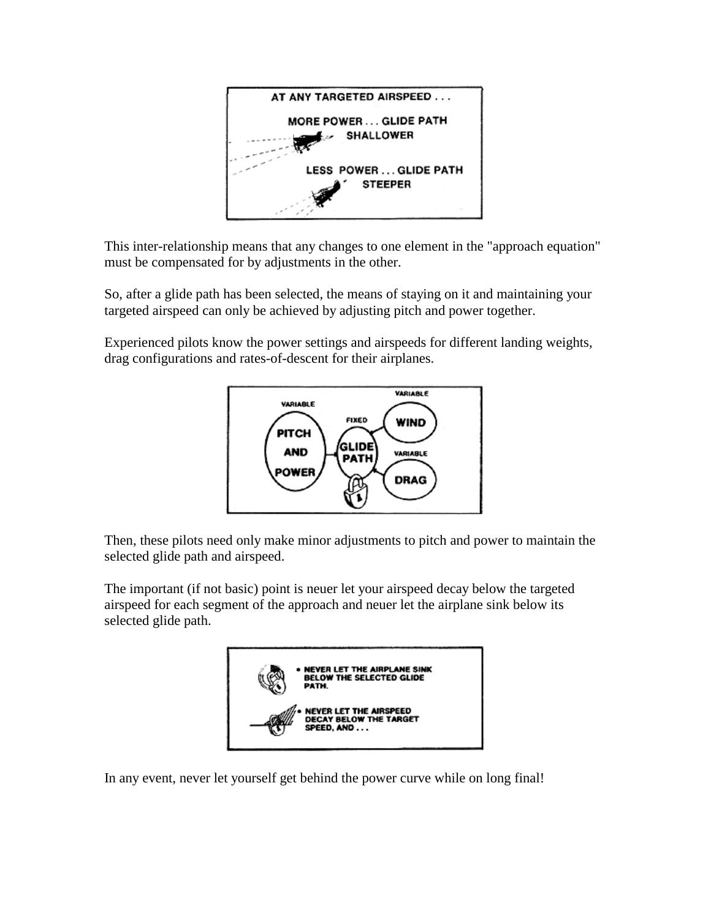AT ANY TARGETED AIRSPEED . . .

MORE POWER . . . GLIDE PATH SHALLOWER

LESS POWER . . . GLIDE PATH STEEPER

This inter-relationship means that any changes to one element in the "approach equation" must be compensated for by adjustments in the other.

So, after a glide path has been selected, the means of staying on it and maintaining your targeted airspeed can only be achieved by adjusting pitch and power together.

Experienced pilots know the power settings and airspeeds for different landing weights, drag configurations and rates-of-descent for their airplanes.

VARIABLE

PITCH AND POWER

FIXED

GLIDE PATH

VARIABLE

WIND

VARIABLE

DRAG

Then, these pilots need only make minor adjustments to pitch and power to maintain the selected glide path and airspeed.

The important (if not basic) point is neuer let your airspeed decay below the targeted airspeed for each segment of the approach and neuer let the airplane sink below its selected glide path.

- NEVER LET THE AIRPLANE SINK BELOW THE SELECTED GLIDE PATH.
- NEVER LET THE AIRSPEED DECAY BELOW THE TARGET SPEED, AND . . .

In any event, never let yourself get behind the power curve while on long final!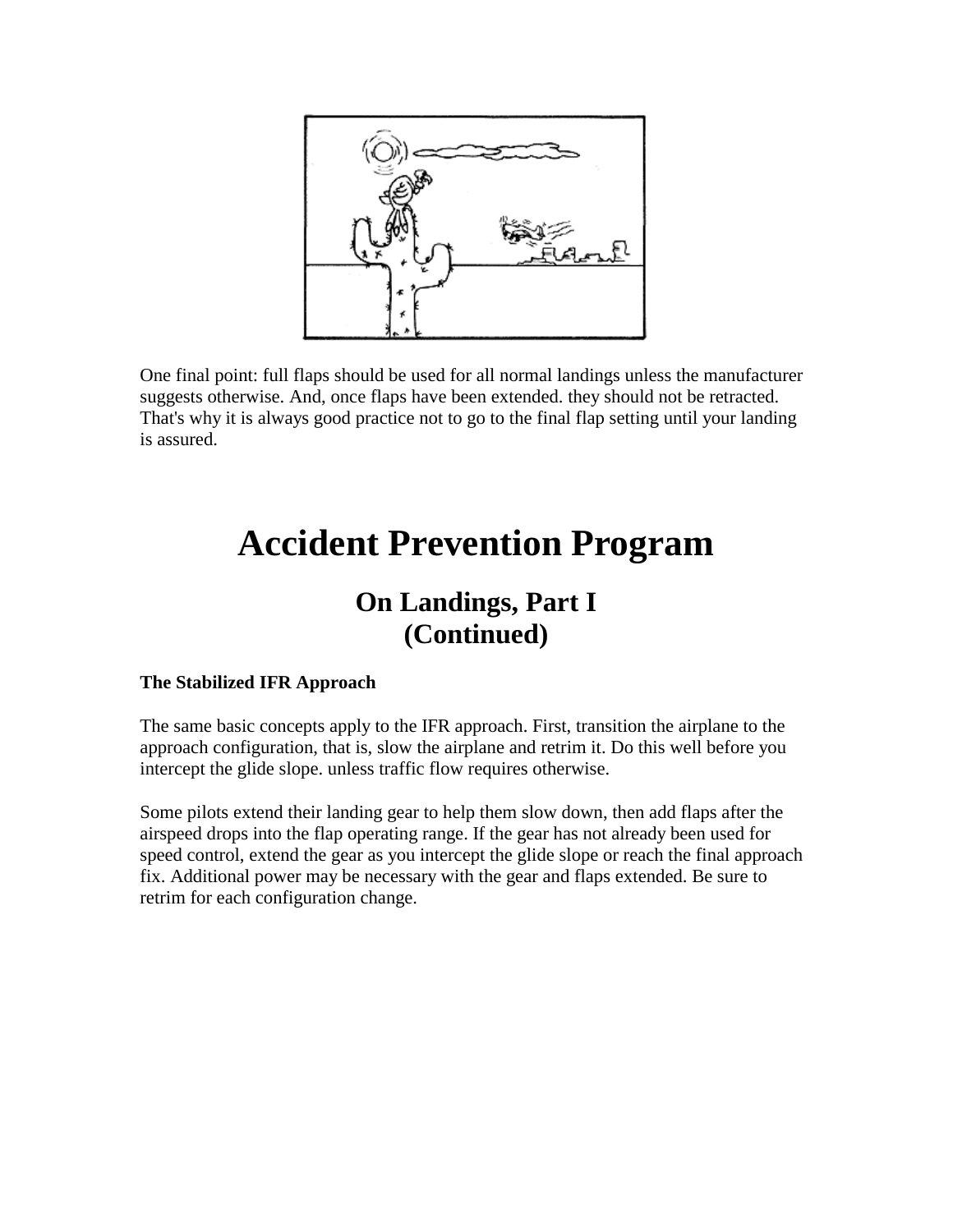One final point: full flaps should be used for all normal landings unless the manufacturer suggests otherwise. And, once flaps have been extended. they should not be retracted. That's why it is always good practice not to go to the final flap setting until your landing is assured.

# Accident Prevention Program

## On Landings, Part I (Continued)

**The Stabilized IFR Approach**

The same basic concepts apply to the IFR approach. First, transition the airplane to the approach configuration, that is, slow the airplane and retrim it. Do this well before you intercept the glide slope. unless traffic flow requires otherwise.

Some pilots extend their landing gear to help them slow down, then add flaps after the airspeed drops into the flap operating range. If the gear has not already been used for speed control, extend the gear as you intercept the glide slope or reach the final approach fix. Additional power may be necessary with the gear and flaps extended. Be sure to retrim for each configuration change.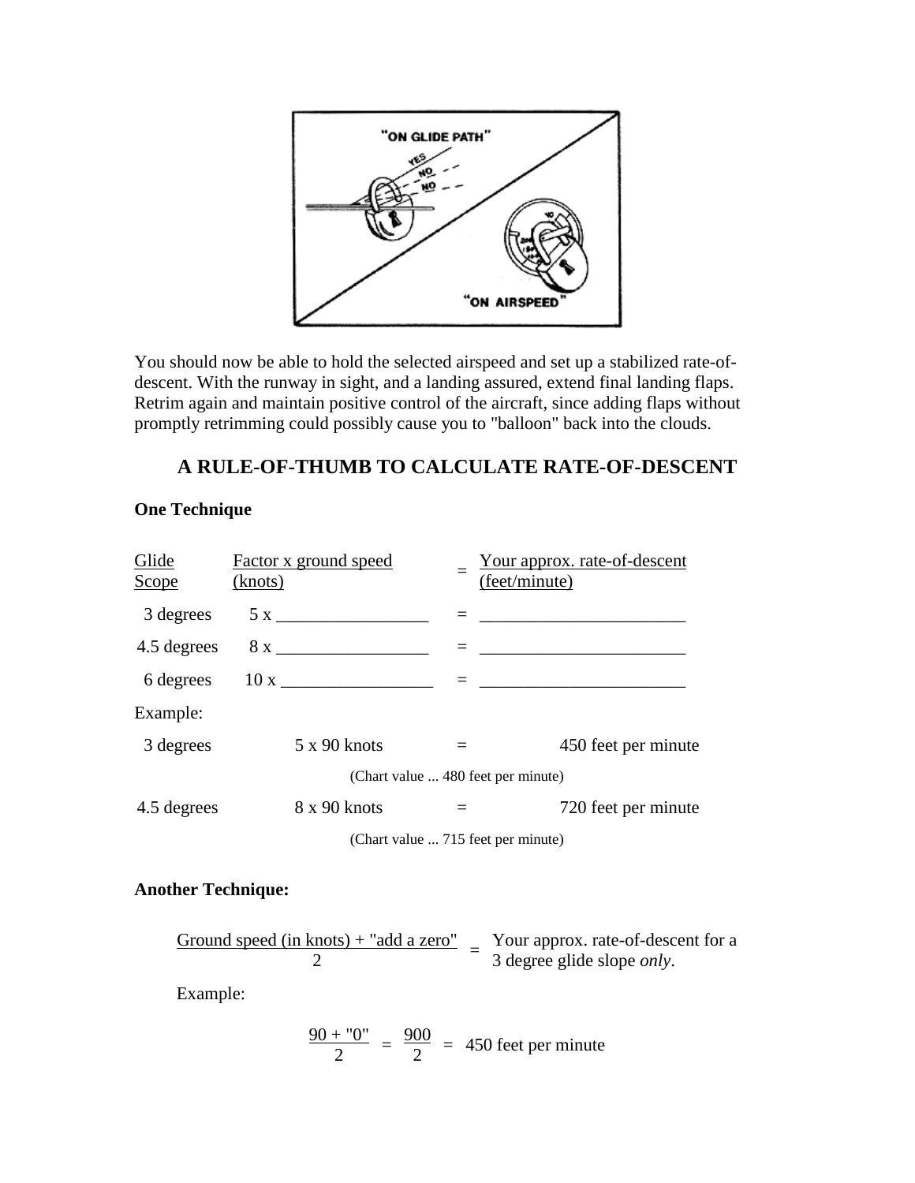"ON GLIDE PATH"

YES

NO

NO

"ON AIRSPEED"

You should now be able to hold the selected airspeed and set up a stabilized rate-of-descent. With the runway in sight, and a landing assured, extend final landing flaps. Retrim again and maintain positive control of the aircraft, since adding flaps without promptly retrimming could possibly cause you to "balloon" back into the clouds.

## A RULE-OF-THUMB TO CALCULATE RATE-OF-DESCENT

**One Technique**

| Glide Scope | Factor x ground speed (knots) | = | Your approx. rate-of-descent (feet/minute) |
|---|---|---|---|
| 3 degrees | 5 x _________________ | = | _______________________ |
| 4.5 degrees | 8 x _________________ | = | _______________________ |
| 6 degrees | 10 x _________________ | = | _______________________ |
| Example: | | | |
| 3 degrees | 5 x 90 knots | = | 450 feet per minute |
| | (Chart value ... 480 feet per minute) | | |
| 4.5 degrees | 8 x 90 knots | = | 720 feet per minute |
| | (Chart value ... 715 feet per minute) | | |

**Another Technique:**

$$\frac{\text{Ground speed (in knots) + "add a zero"}}{2} = \text{Your approx. rate-of-descent for a 3 degree glide slope } \textit{only}.$$

Example:

$$\frac{90 + \text{"0"}}{2} = \frac{900}{2} = 450 \text{ feet per minute}$$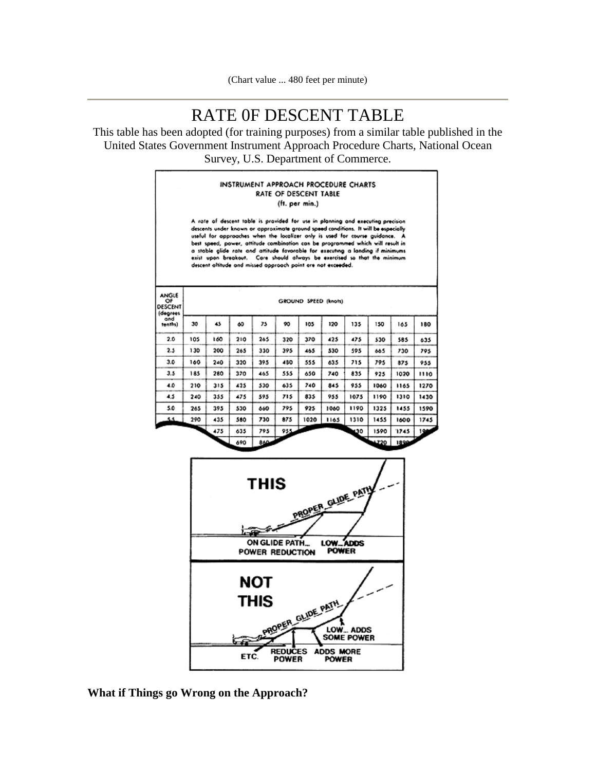(Chart value ... 480 feet per minute)

# RATE 0F DESCENT TABLE

This table has been adopted (for training purposes) from a similar table published in the United States Government Instrument Approach Procedure Charts, National Ocean Survey, U.S. Department of Commerce.

INSTRUMENT APPROACH PROCEDURE CHARTS
RATE OF DESCENT TABLE
(ft. per min.)

A rate of descent table is provided for use in planning and executing precision descents under known or approximate ground speed conditions. It will be especially useful for approaches when the localizer only is used for course guidance. A best speed, power, attitude combination can be programmed which will result in a stable glide rate and attitude favorable for executing a landing if minimums exist upon breakout. Care should always be exercised so that the minimum descent altitude and missed approach point are not exceeded.

| ANGLE OF DESCENT (degrees and tenths) | GROUND SPEED (knots) | | | | | | | | | | |
|---|---|---|---|---|---|---|---|---|---|---|---|
| | 30 | 45 | 60 | 75 | 90 | 105 | 120 | 135 | 150 | 165 | 180 |
| 2.0 | 105 | 160 | 210 | 265 | 320 | 370 | 425 | 475 | 530 | 585 | 635 |
| 2.5 | 130 | 200 | 265 | 330 | 395 | 465 | 530 | 595 | 665 | 730 | 795 |
| 3.0 | 160 | 240 | 320 | 395 | 480 | 555 | 635 | 715 | 795 | 875 | 955 |
| 3.5 | 185 | 280 | 370 | 465 | 555 | 650 | 740 | 835 | 925 | 1020 | 1110 |
| 4.0 | 210 | 315 | 425 | 530 | 635 | 740 | 845 | 955 | 1060 | 1165 | 1270 |
| 4.5 | 240 | 355 | 475 | 595 | 715 | 835 | 955 | 1075 | 1190 | 1310 | 1430 |
| 5.0 | 265 | 395 | 530 | 660 | 795 | 925 | 1060 | 1190 | 1325 | 1455 | 1590 |
| 5.5 | 290 | 435 | 580 | 730 | 875 | 1020 | 1165 | 1310 | 1455 | 1600 | 1745 |
| | | 475 | 635 | 795 | 955 | | | 30 | 1590 | 1745 | 19 |
| | | | 690 | 860 | | | | | 720 | 1890 | |

THIS

PROPER GLIDE PATH

ON GLIDE PATH... POWER REDUCTION

LOW... ADDS POWER

NOT THIS

PROPER GLIDE PATH

LOW... ADDS SOME POWER

ETC.

REDUCES POWER

ADDS MORE POWER

**What if Things go Wrong on the Approach?**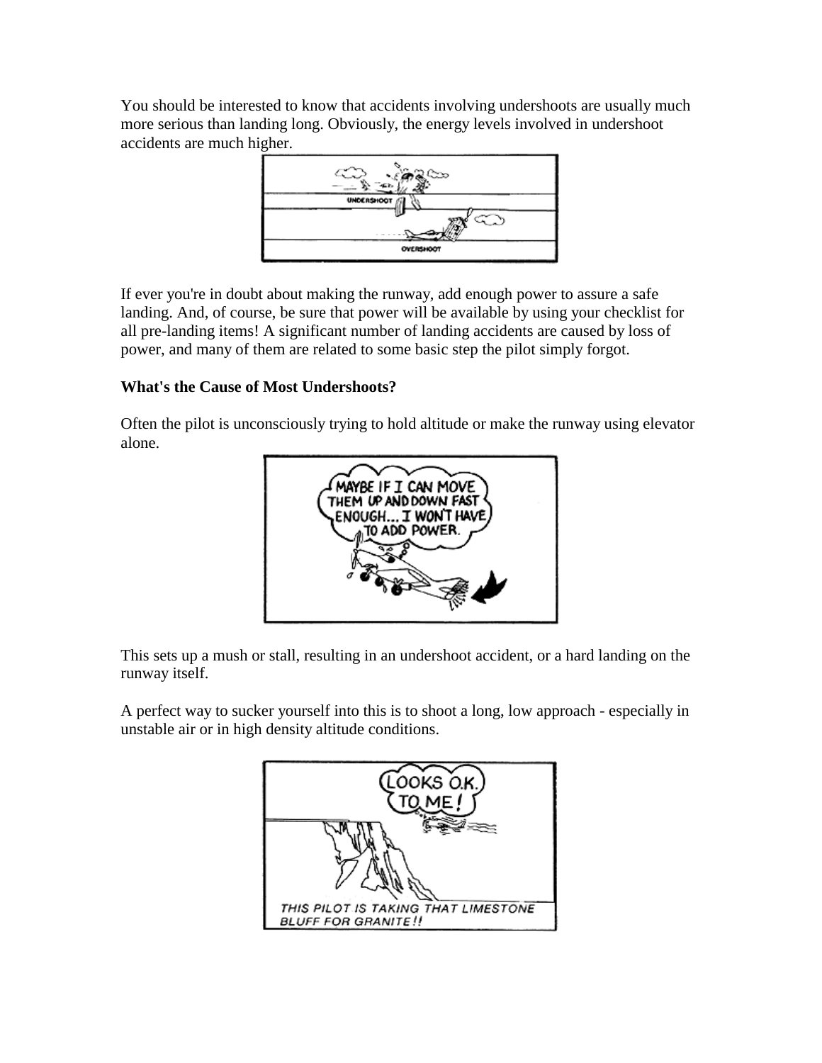You should be interested to know that accidents involving undershoots are usually much more serious than landing long. Obviously, the energy levels involved in undershoot accidents are much higher.

If ever you're in doubt about making the runway, add enough power to assure a safe landing. And, of course, be sure that power will be available by using your checklist for all pre-landing items! A significant number of landing accidents are caused by loss of power, and many of them are related to some basic step the pilot simply forgot.

**What's the Cause of Most Undershoots?**

Often the pilot is unconsciously trying to hold altitude or make the runway using elevator alone.

This sets up a mush or stall, resulting in an undershoot accident, or a hard landing on the runway itself.

A perfect way to sucker yourself into this is to shoot a long, low approach - especially in unstable air or in high density altitude conditions.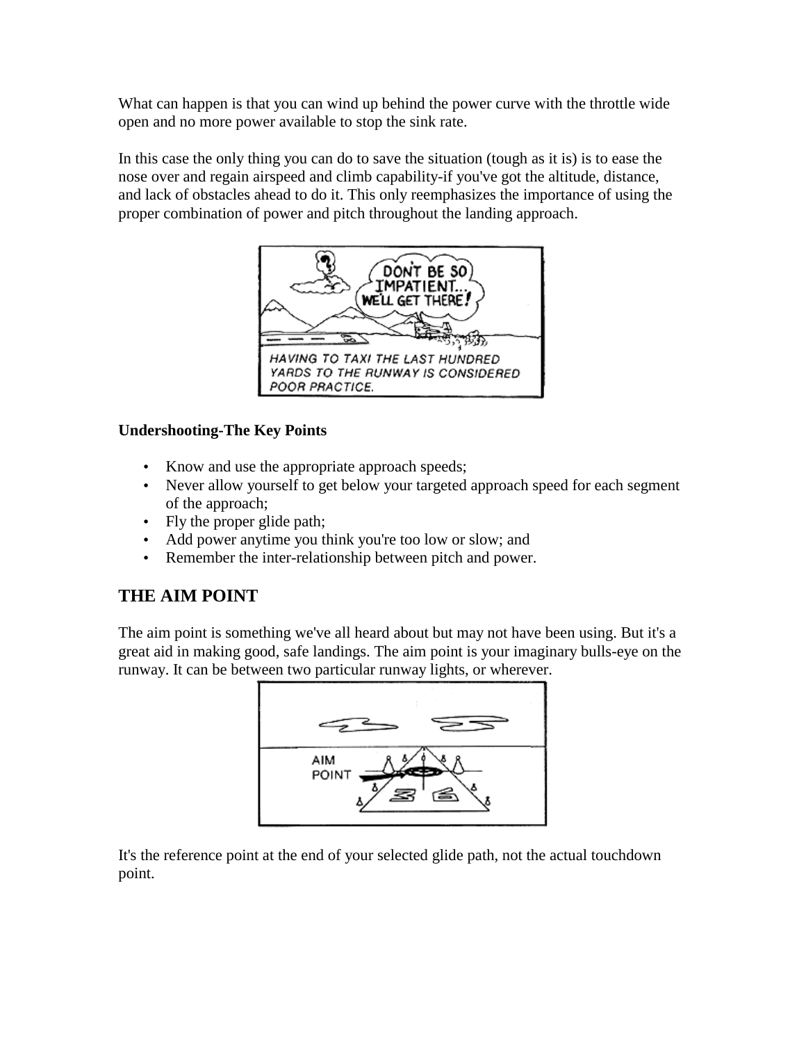What can happen is that you can wind up behind the power curve with the throttle wide open and no more power available to stop the sink rate.

In this case the only thing you can do to save the situation (tough as it is) is to ease the nose over and regain airspeed and climb capability-if you've got the altitude, distance, and lack of obstacles ahead to do it. This only reemphasizes the importance of using the proper combination of power and pitch throughout the landing approach.

HAVING TO TAXI THE LAST HUNDRED YARDS TO THE RUNWAY IS CONSIDERED POOR PRACTICE.

**Undershooting-The Key Points**

- Know and use the appropriate approach speeds;
- Never allow yourself to get below your targeted approach speed for each segment of the approach;
- Fly the proper glide path;
- Add power anytime you think you're too low or slow; and
- Remember the inter-relationship between pitch and power.

## THE AIM POINT

The aim point is something we've all heard about but may not have been using. But it's a great aid in making good, safe landings. The aim point is your imaginary bulls-eye on the runway. It can be between two particular runway lights, or wherever.

It's the reference point at the end of your selected glide path, not the actual touchdown point.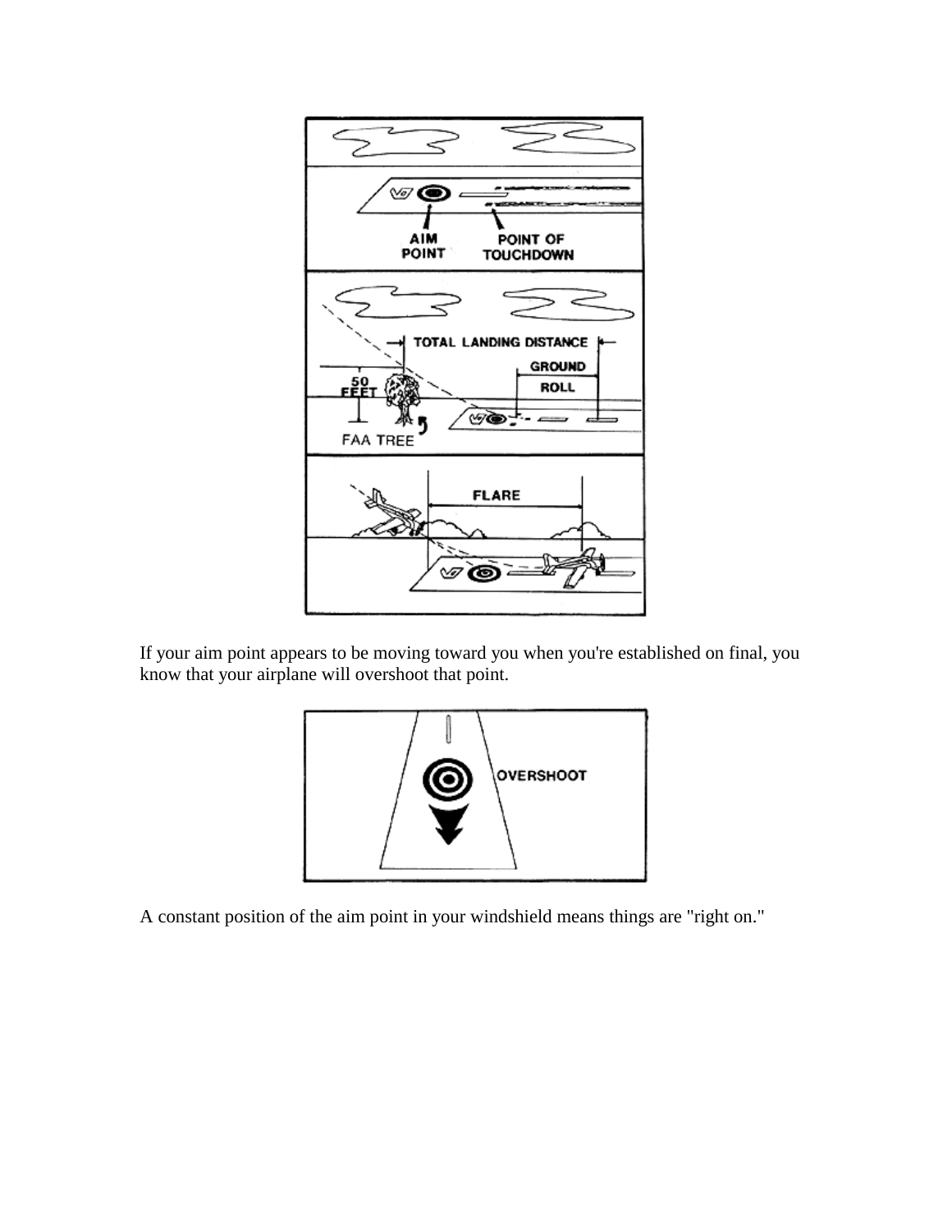AIM POINT

POINT OF TOUCHDOWN

TOTAL LANDING DISTANCE

GROUND ROLL

50 FEET

FAA TREE

FLARE

If your aim point appears to be moving toward you when you're established on final, you know that your airplane will overshoot that point.

OVERSHOOT

A constant position of the aim point in your windshield means things are "right on."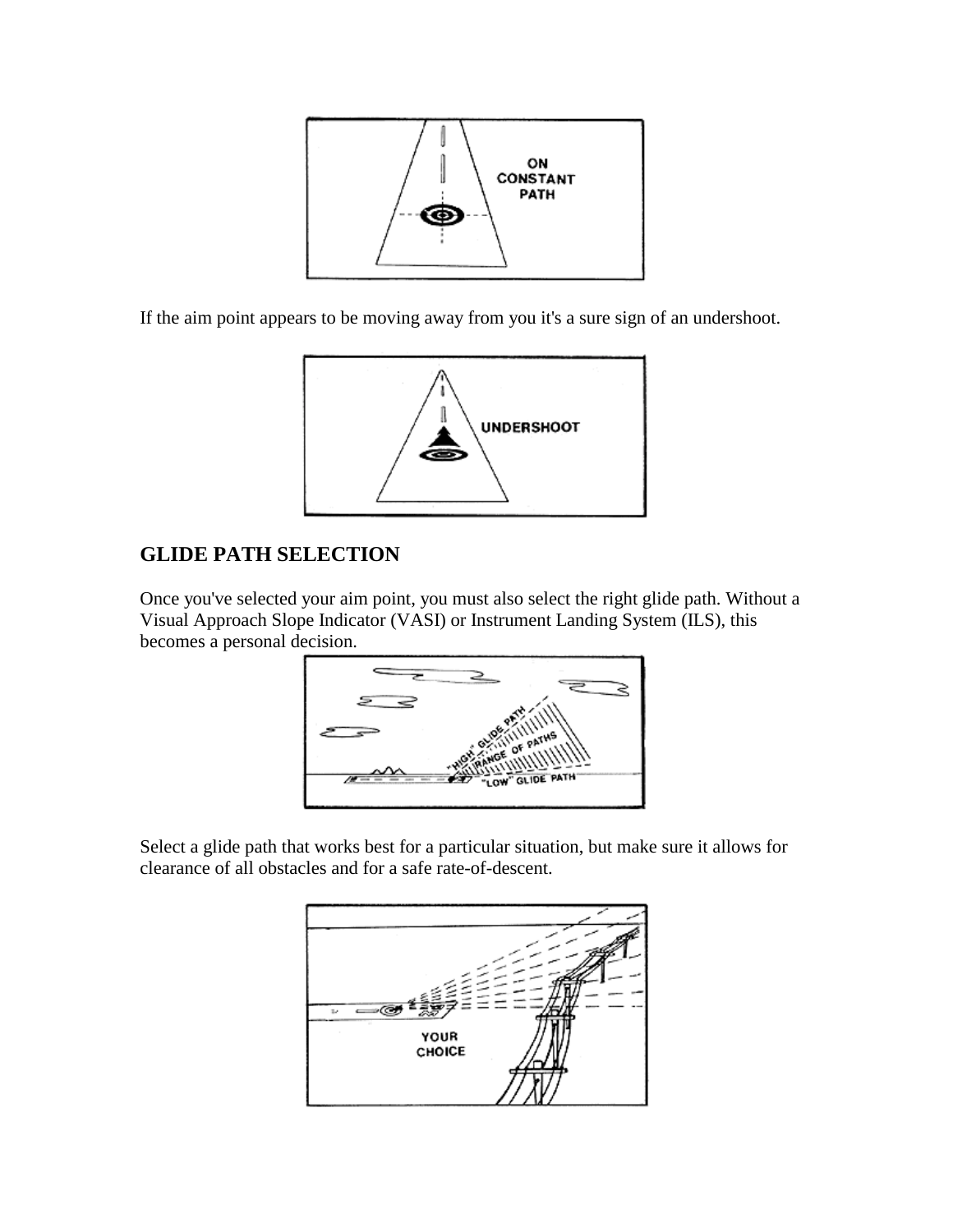ON
CONSTANT
PATH

If the aim point appears to be moving away from you it's a sure sign of an undershoot.

UNDERSHOOT

## GLIDE PATH SELECTION

Once you've selected your aim point, you must also select the right glide path. Without a Visual Approach Slope Indicator (VASI) or Instrument Landing System (ILS), this becomes a personal decision.

"HIGH" GLIDE PATH
RANGE OF PATHS
"LOW" GLIDE PATH

Select a glide path that works best for a particular situation, but make sure it allows for clearance of all obstacles and for a safe rate-of-descent.

YOUR
CHOICE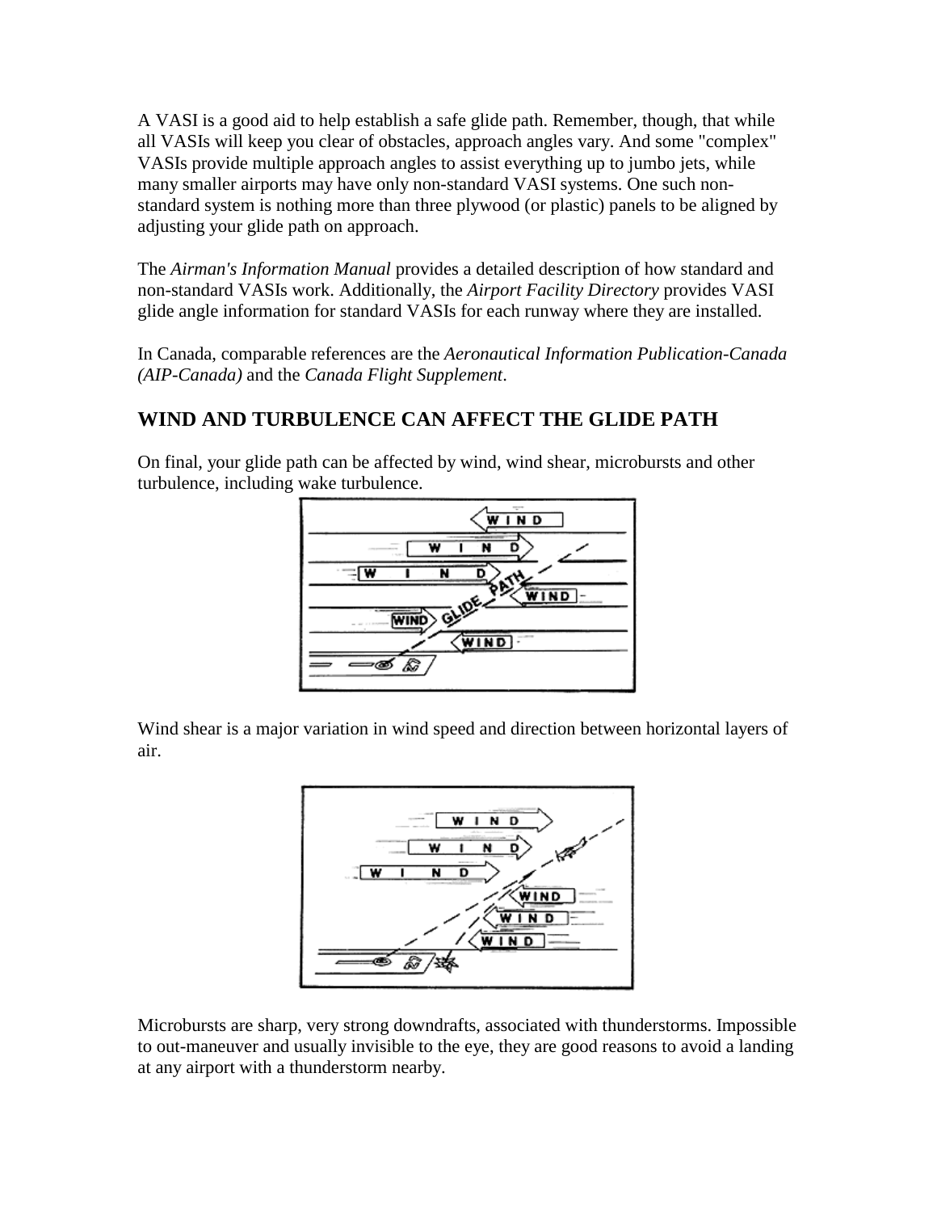A VASI is a good aid to help establish a safe glide path. Remember, though, that while all VASIs will keep you clear of obstacles, approach angles vary. And some "complex" VASIs provide multiple approach angles to assist everything up to jumbo jets, while many smaller airports may have only non-standard VASI systems. One such non-standard system is nothing more than three plywood (or plastic) panels to be aligned by adjusting your glide path on approach.

The *Airman's Information Manual* provides a detailed description of how standard and non-standard VASIs work. Additionally, the *Airport Facility Directory* provides VASI glide angle information for standard VASIs for each runway where they are installed.

In Canada, comparable references are the *Aeronautical Information Publication-Canada (AIP-Canada)* and the *Canada Flight Supplement*.

## WIND AND TURBULENCE CAN AFFECT THE GLIDE PATH

On final, your glide path can be affected by wind, wind shear, microbursts and other turbulence, including wake turbulence.

Wind shear is a major variation in wind speed and direction between horizontal layers of air.

Microbursts are sharp, very strong downdrafts, associated with thunderstorms. Impossible to out-maneuver and usually invisible to the eye, they are good reasons to avoid a landing at any airport with a thunderstorm nearby.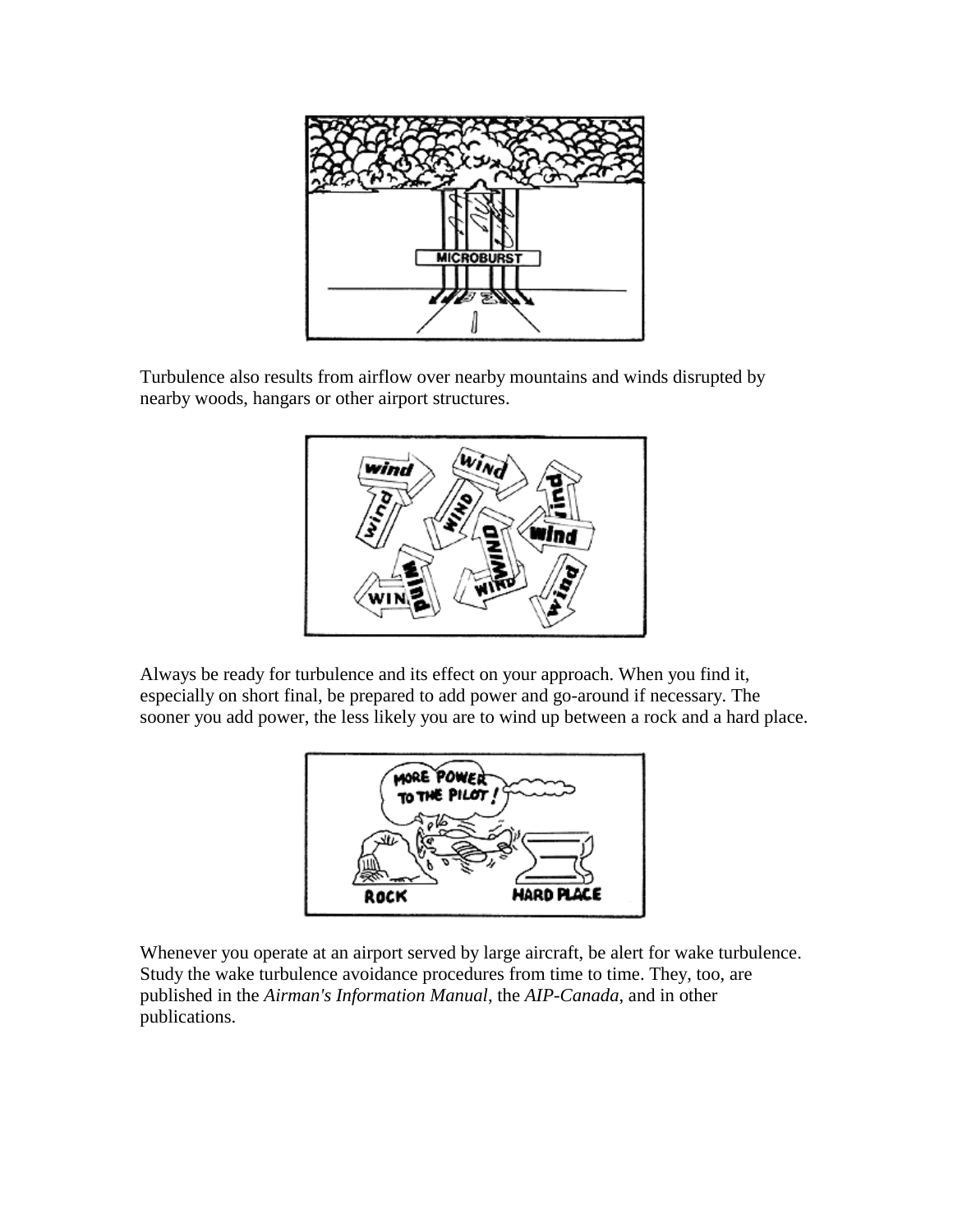Turbulence also results from airflow over nearby mountains and winds disrupted by nearby woods, hangars or other airport structures.

Always be ready for turbulence and its effect on your approach. When you find it, especially on short final, be prepared to add power and go-around if necessary. The sooner you add power, the less likely you are to wind up between a rock and a hard place.

Whenever you operate at an airport served by large aircraft, be alert for wake turbulence. Study the wake turbulence avoidance procedures from time to time. They, too, are published in the *Airman's Information Manual*, the *AIP-Canada*, and in other publications.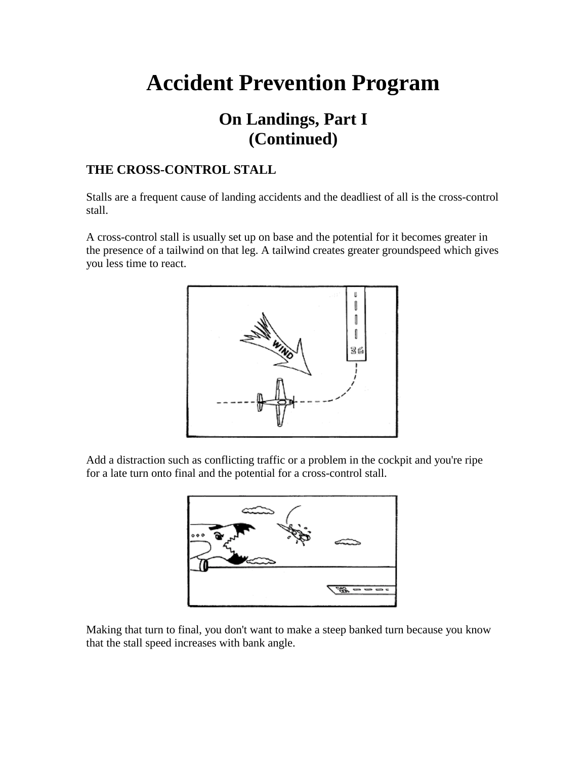# Accident Prevention Program

## On Landings, Part I
## (Continued)

### THE CROSS-CONTROL STALL

Stalls are a frequent cause of landing accidents and the deadliest of all is the cross-control stall.

A cross-control stall is usually set up on base and the potential for it becomes greater in the presence of a tailwind on that leg. A tailwind creates greater groundspeed which gives you less time to react.

Add a distraction such as conflicting traffic or a problem in the cockpit and you're ripe for a late turn onto final and the potential for a cross-control stall.

Making that turn to final, you don't want to make a steep banked turn because you know that the stall speed increases with bank angle.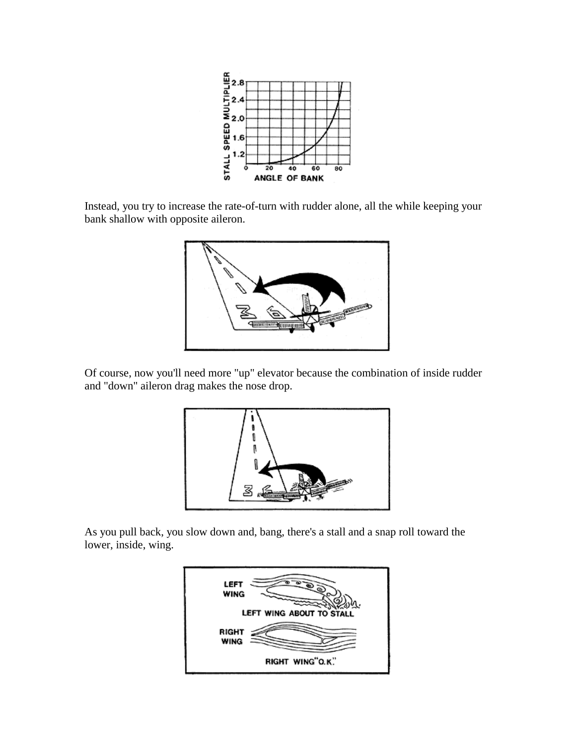STALL SPEED MULTIPLIER

2.8
2.4
2.0
1.6
1.2

0 20 40 60 80

ANGLE OF BANK

Instead, you try to increase the rate-of-turn with rudder alone, all the while keeping your bank shallow with opposite aileron.

Of course, now you'll need more "up" elevator because the combination of inside rudder and "down" aileron drag makes the nose drop.

As you pull back, you slow down and, bang, there's a stall and a snap roll toward the lower, inside, wing.

LEFT WING

LEFT WING ABOUT TO STALL

RIGHT WING

RIGHT WING "O.K."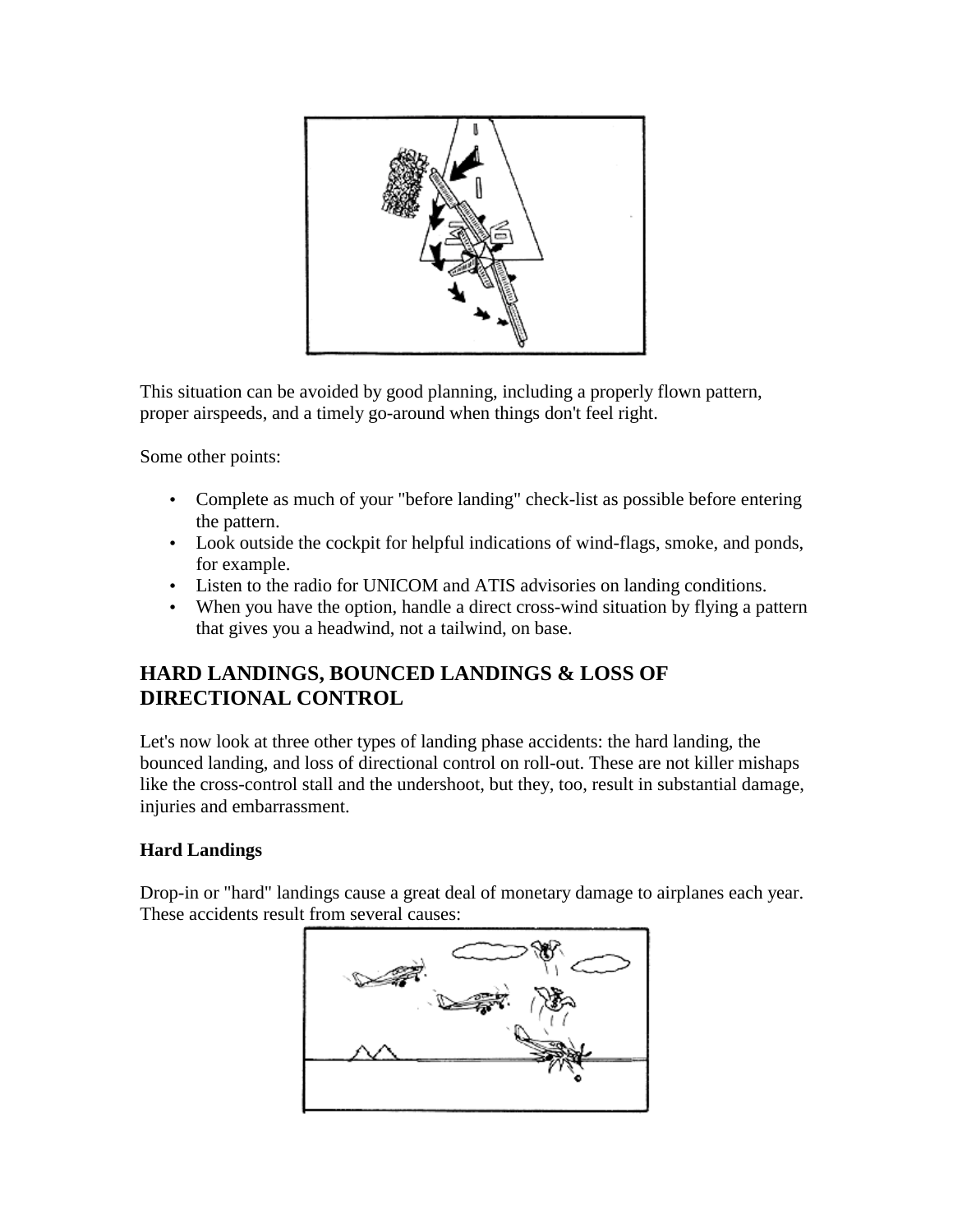This situation can be avoided by good planning, including a properly flown pattern, proper airspeeds, and a timely go-around when things don't feel right.

Some other points:

- Complete as much of your "before landing" check-list as possible before entering the pattern.
- Look outside the cockpit for helpful indications of wind-flags, smoke, and ponds, for example.
- Listen to the radio for UNICOM and ATIS advisories on landing conditions.
- When you have the option, handle a direct cross-wind situation by flying a pattern that gives you a headwind, not a tailwind, on base.

## HARD LANDINGS, BOUNCED LANDINGS & LOSS OF DIRECTIONAL CONTROL

Let's now look at three other types of landing phase accidents: the hard landing, the bounced landing, and loss of directional control on roll-out. These are not killer mishaps like the cross-control stall and the undershoot, but they, too, result in substantial damage, injuries and embarrassment.

### Hard Landings

Drop-in or "hard" landings cause a great deal of monetary damage to airplanes each year. These accidents result from several causes: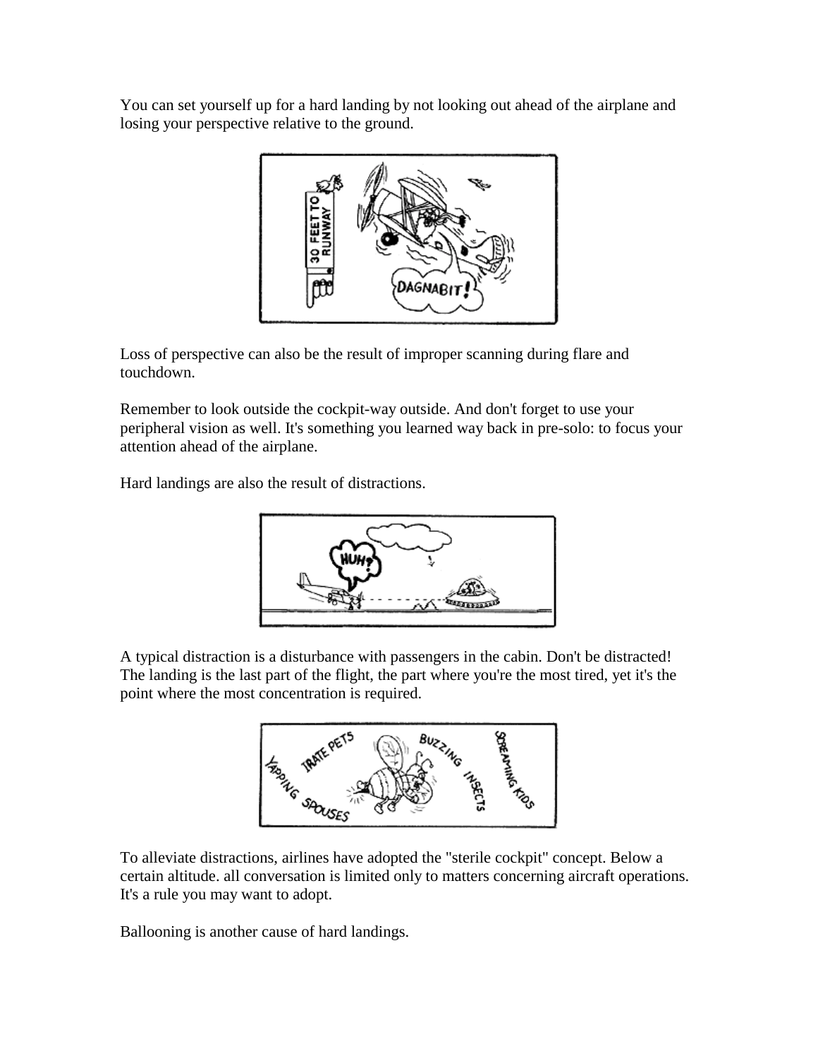You can set yourself up for a hard landing by not looking out ahead of the airplane and losing your perspective relative to the ground.

Loss of perspective can also be the result of improper scanning during flare and touchdown.

Remember to look outside the cockpit-way outside. And don't forget to use your peripheral vision as well. It's something you learned way back in pre-solo: to focus your attention ahead of the airplane.

Hard landings are also the result of distractions.

A typical distraction is a disturbance with passengers in the cabin. Don't be distracted! The landing is the last part of the flight, the part where you're the most tired, yet it's the point where the most concentration is required.

To alleviate distractions, airlines have adopted the "sterile cockpit" concept. Below a certain altitude. all conversation is limited only to matters concerning aircraft operations. It's a rule you may want to adopt.

Ballooning is another cause of hard landings.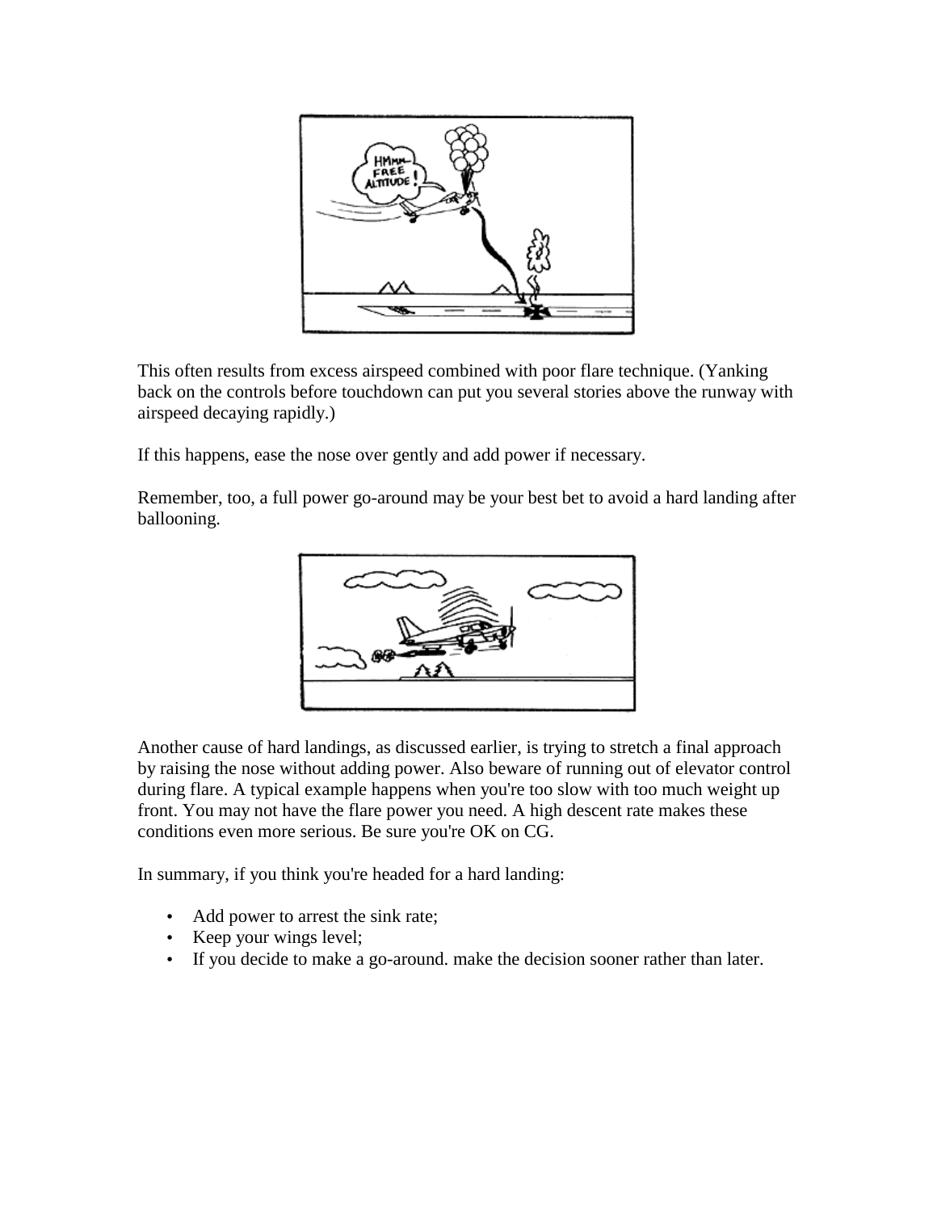This often results from excess airspeed combined with poor flare technique. (Yanking back on the controls before touchdown can put you several stories above the runway with airspeed decaying rapidly.)

If this happens, ease the nose over gently and add power if necessary.

Remember, too, a full power go-around may be your best bet to avoid a hard landing after ballooning.

Another cause of hard landings, as discussed earlier, is trying to stretch a final approach by raising the nose without adding power. Also beware of running out of elevator control during flare. A typical example happens when you're too slow with too much weight up front. You may not have the flare power you need. A high descent rate makes these conditions even more serious. Be sure you're OK on CG.

In summary, if you think you're headed for a hard landing:

- Add power to arrest the sink rate;
- Keep your wings level;
- If you decide to make a go-around. make the decision sooner rather than later.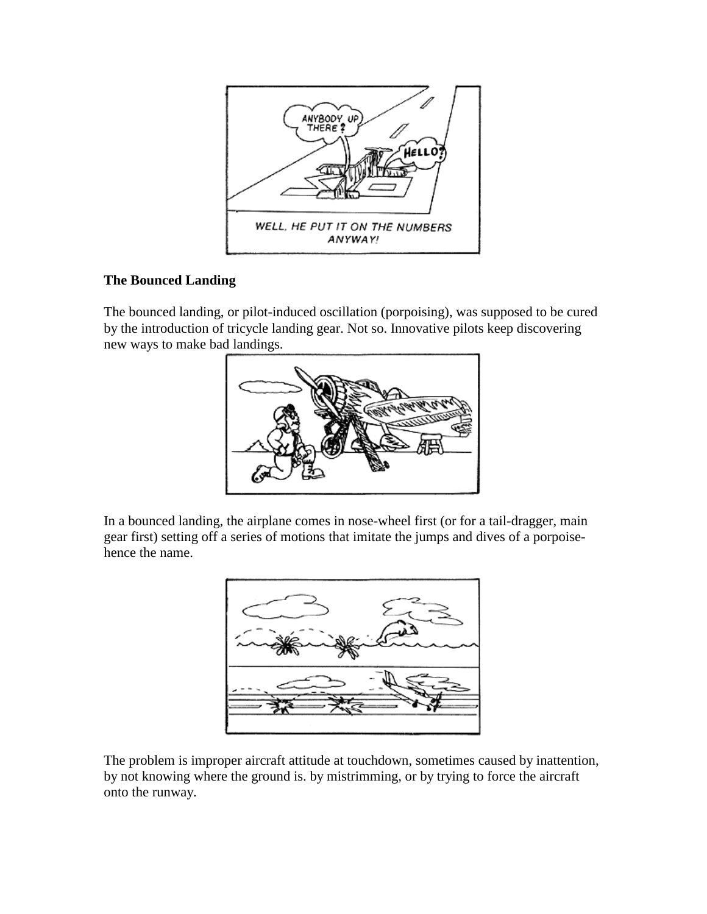## The Bounced Landing

The bounced landing, or pilot-induced oscillation (porpoising), was supposed to be cured by the introduction of tricycle landing gear. Not so. Innovative pilots keep discovering new ways to make bad landings.

In a bounced landing, the airplane comes in nose-wheel first (or for a tail-dragger, main gear first) setting off a series of motions that imitate the jumps and dives of a porpoise-hence the name.

The problem is improper aircraft attitude at touchdown, sometimes caused by inattention, by not knowing where the ground is. by mistrimming, or by trying to force the aircraft onto the runway.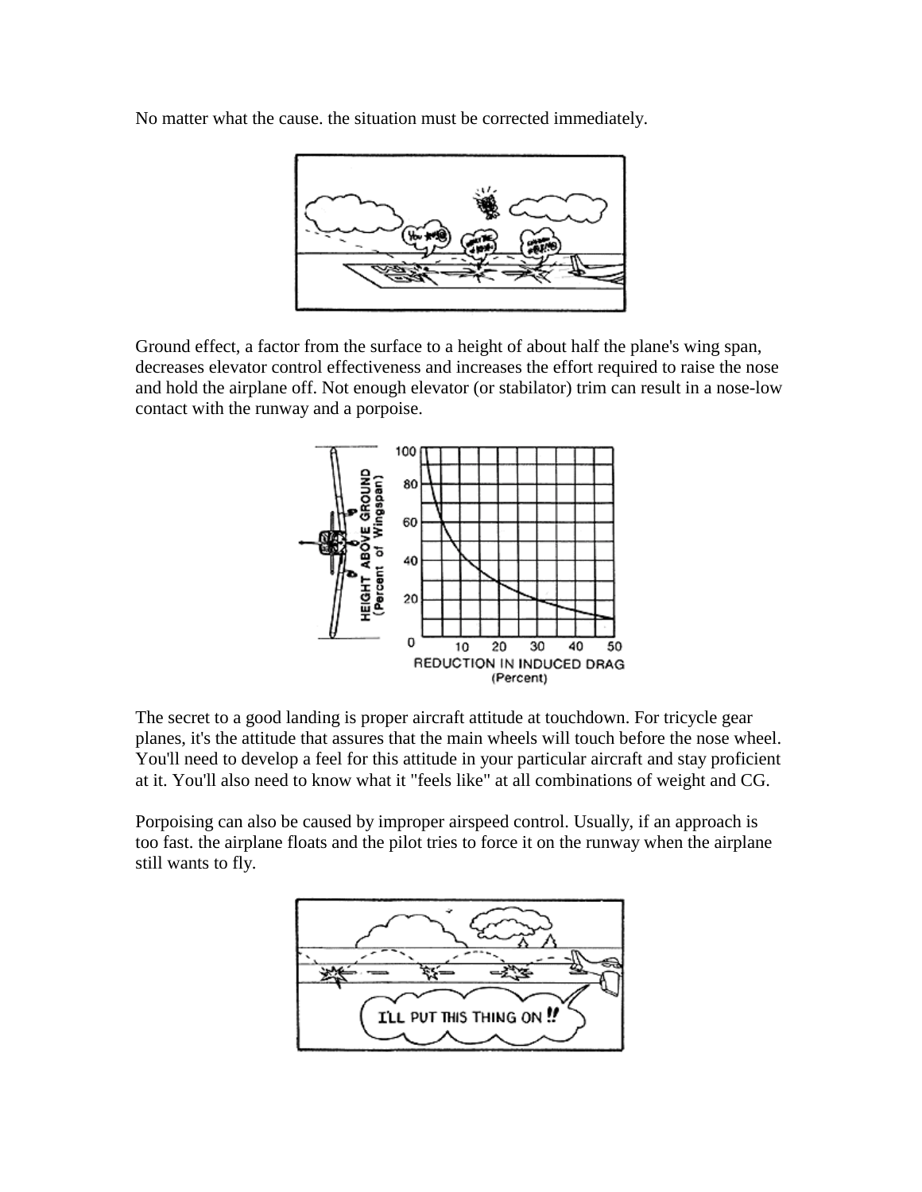No matter what the cause. the situation must be corrected immediately.

Ground effect, a factor from the surface to a height of about half the plane's wing span, decreases elevator control effectiveness and increases the effort required to raise the nose and hold the airplane off. Not enough elevator (or stabilator) trim can result in a nose-low contact with the runway and a porpoise.

The secret to a good landing is proper aircraft attitude at touchdown. For tricycle gear planes, it's the attitude that assures that the main wheels will touch before the nose wheel. You'll need to develop a feel for this attitude in your particular aircraft and stay proficient at it. You'll also need to know what it "feels like" at all combinations of weight and CG.

Porpoising can also be caused by improper airspeed control. Usually, if an approach is too fast. the airplane floats and the pilot tries to force it on the runway when the airplane still wants to fly.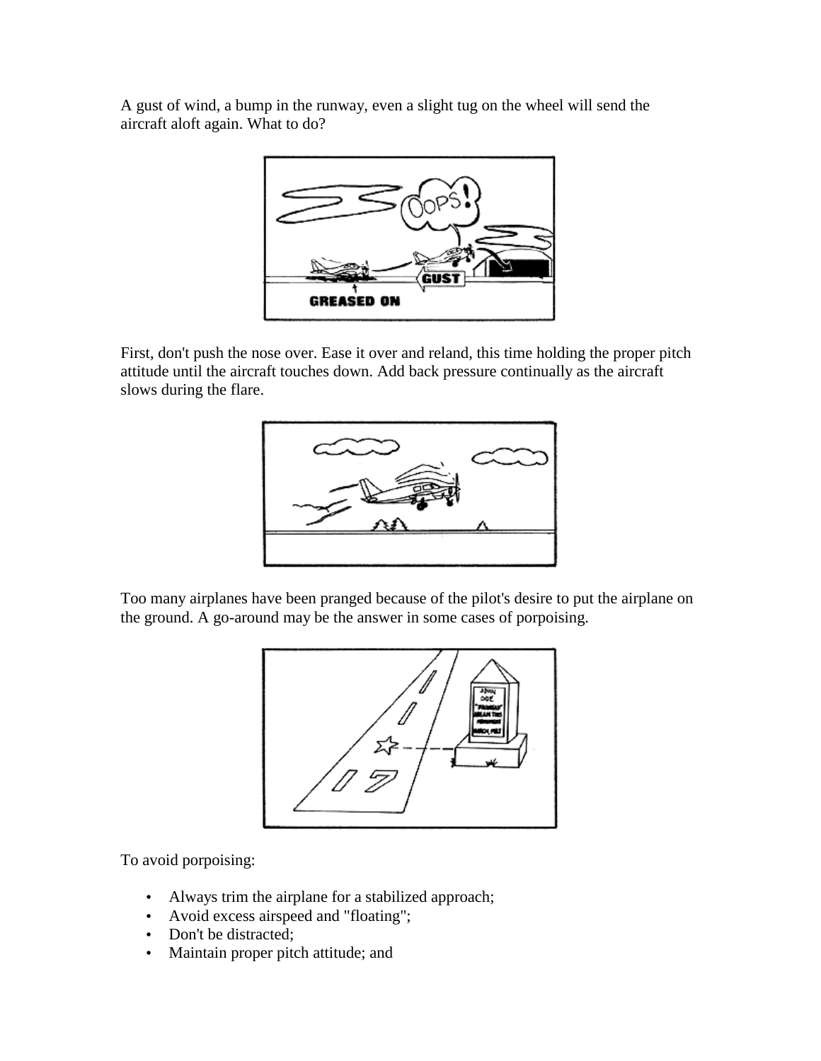A gust of wind, a bump in the runway, even a slight tug on the wheel will send the aircraft aloft again. What to do?

First, don't push the nose over. Ease it over and reland, this time holding the proper pitch attitude until the aircraft touches down. Add back pressure continually as the aircraft slows during the flare.

Too many airplanes have been pranged because of the pilot's desire to put the airplane on the ground. A go-around may be the answer in some cases of porpoising.

To avoid porpoising:

- Always trim the airplane for a stabilized approach;
- Avoid excess airspeed and "floating";
- Don't be distracted;
- Maintain proper pitch attitude; and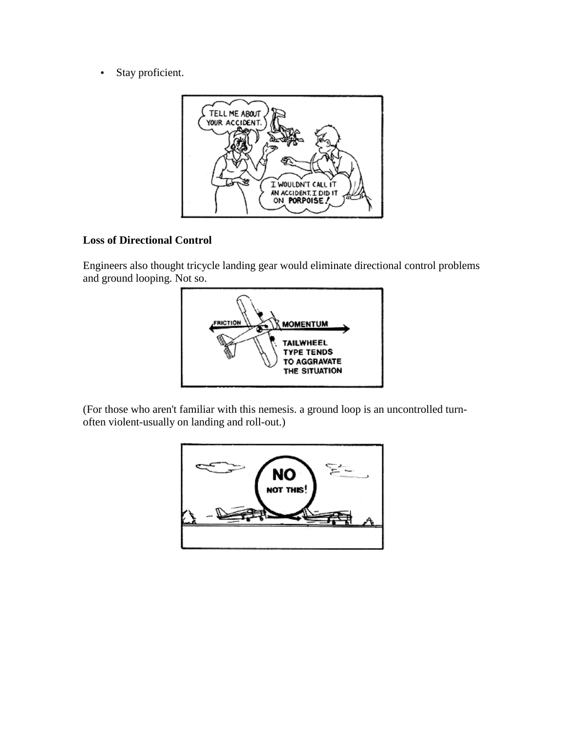- Stay proficient.

**Loss of Directional Control**

Engineers also thought tricycle landing gear would eliminate directional control problems and ground looping. Not so.

(For those who aren't familiar with this nemesis. a ground loop is an uncontrolled turn-often violent-usually on landing and roll-out.)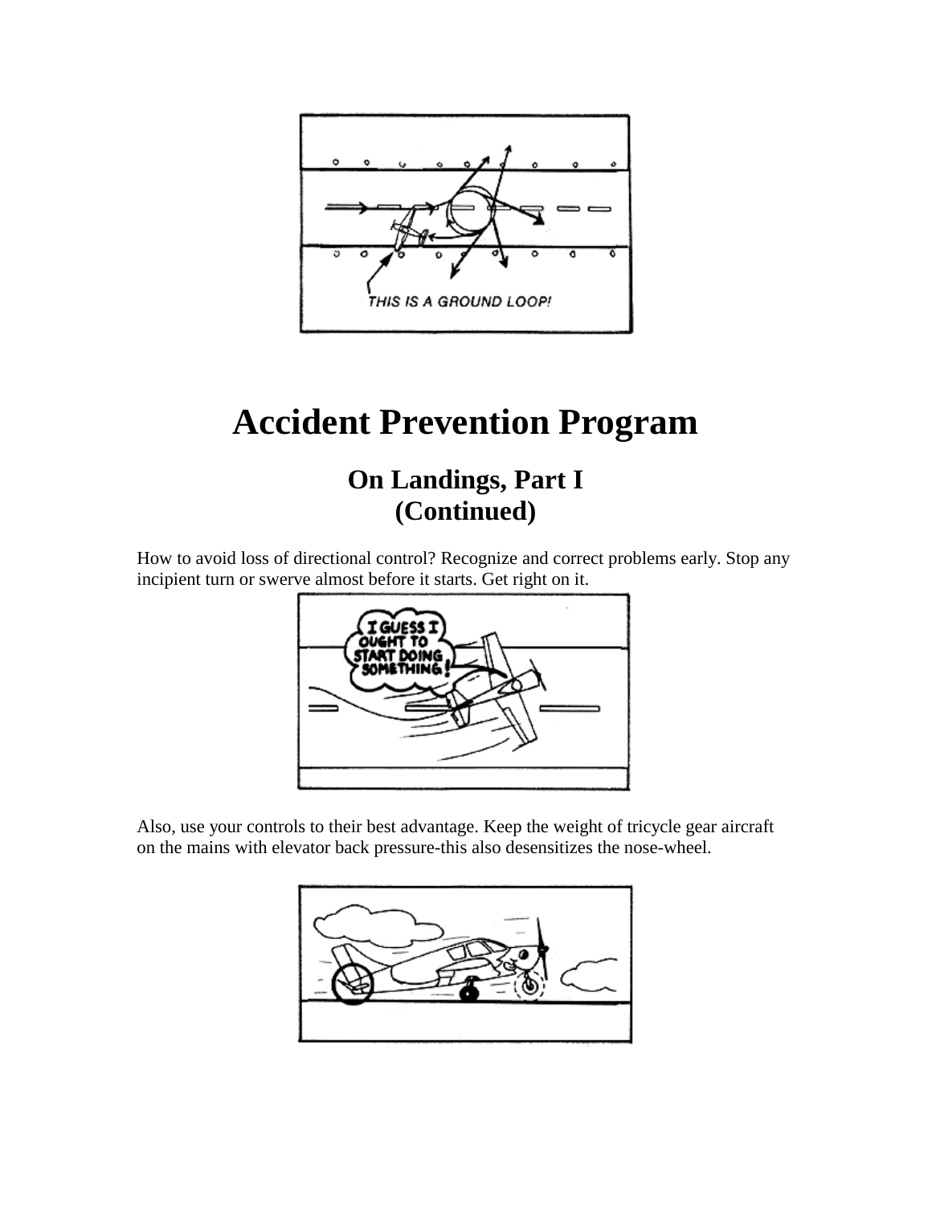# Accident Prevention Program

## On Landings, Part I
## (Continued)

How to avoid loss of directional control? Recognize and correct problems early. Stop any incipient turn or swerve almost before it starts. Get right on it.

Also, use your controls to their best advantage. Keep the weight of tricycle gear aircraft on the mains with elevator back pressure-this also desensitizes the nose-wheel.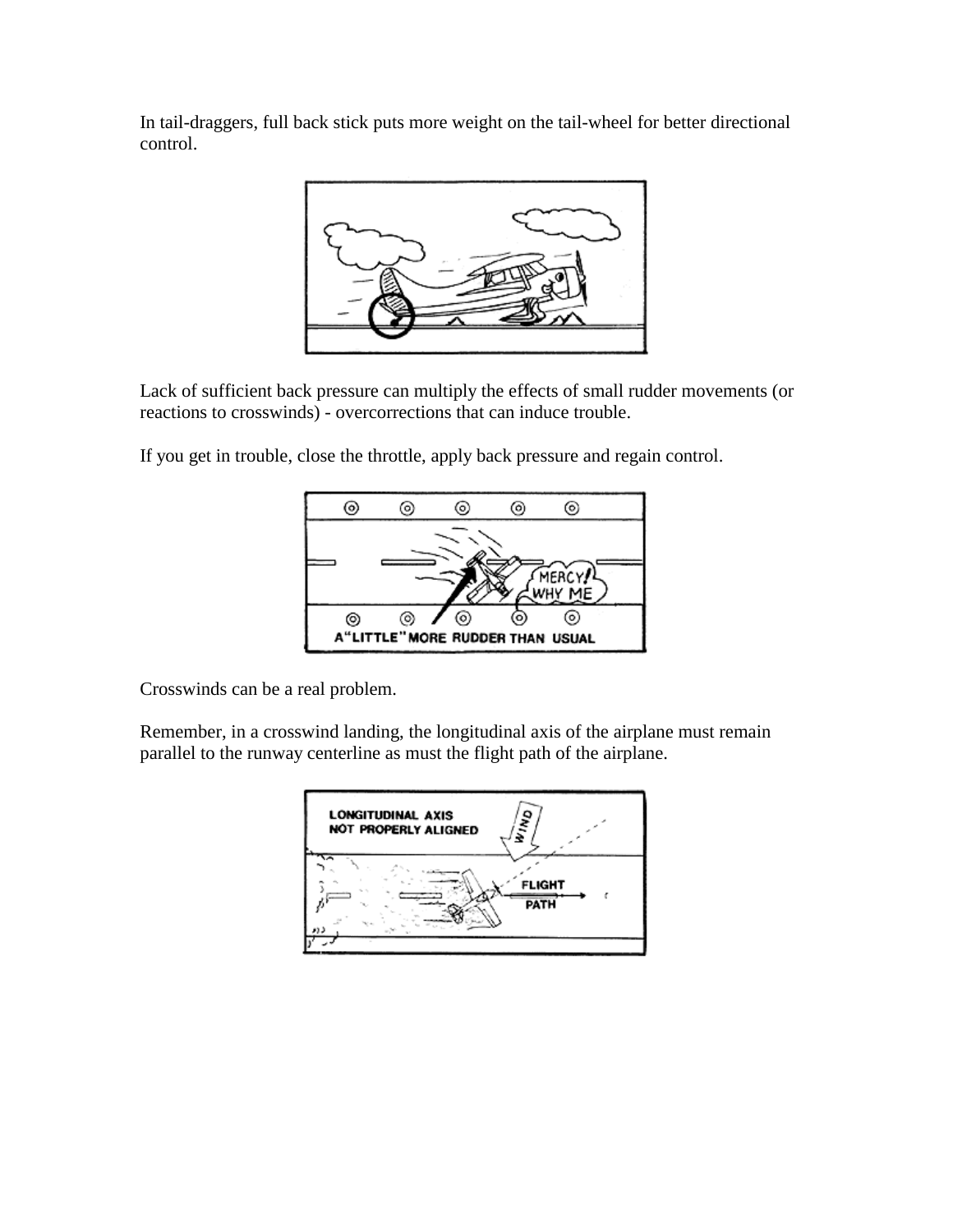In tail-draggers, full back stick puts more weight on the tail-wheel for better directional control.

Lack of sufficient back pressure can multiply the effects of small rudder movements (or reactions to crosswinds) - overcorrections that can induce trouble.

If you get in trouble, close the throttle, apply back pressure and regain control.

Crosswinds can be a real problem.

Remember, in a crosswind landing, the longitudinal axis of the airplane must remain parallel to the runway centerline as must the flight path of the airplane.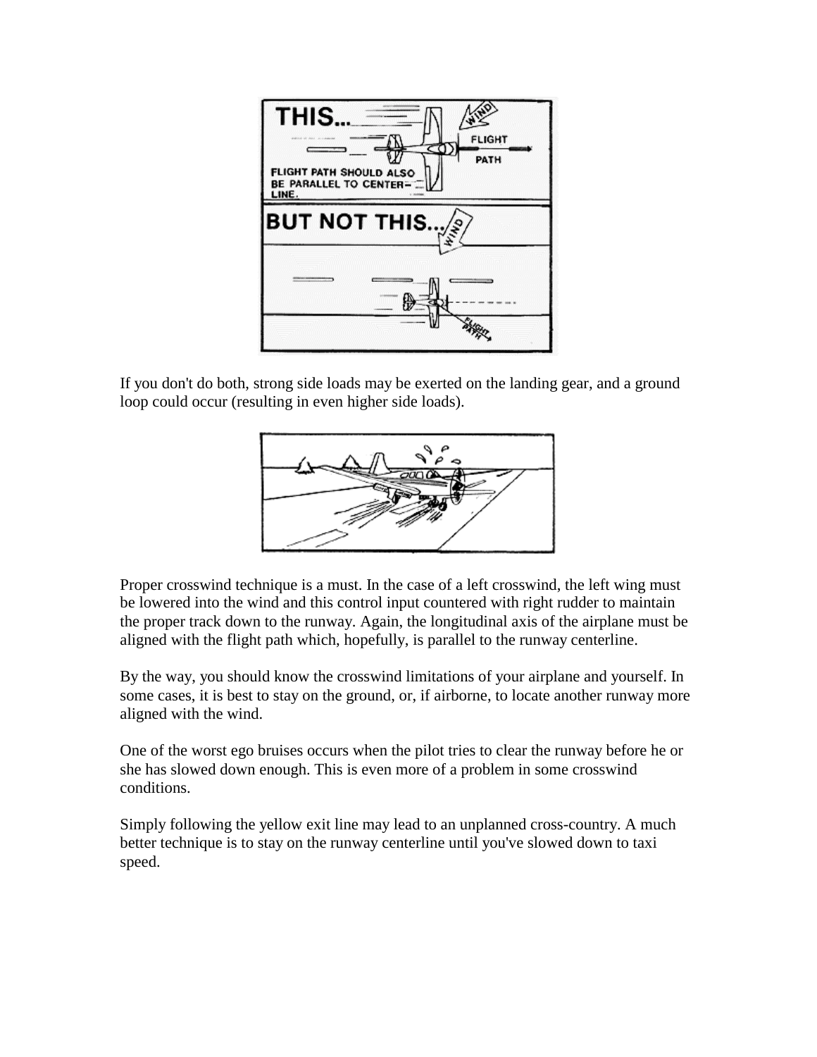If you don't do both, strong side loads may be exerted on the landing gear, and a ground loop could occur (resulting in even higher side loads).

Proper crosswind technique is a must. In the case of a left crosswind, the left wing must be lowered into the wind and this control input countered with right rudder to maintain the proper track down to the runway. Again, the longitudinal axis of the airplane must be aligned with the flight path which, hopefully, is parallel to the runway centerline.

By the way, you should know the crosswind limitations of your airplane and yourself. In some cases, it is best to stay on the ground, or, if airborne, to locate another runway more aligned with the wind.

One of the worst ego bruises occurs when the pilot tries to clear the runway before he or she has slowed down enough. This is even more of a problem in some crosswind conditions.

Simply following the yellow exit line may lead to an unplanned cross-country. A much better technique is to stay on the runway centerline until you've slowed down to taxi speed.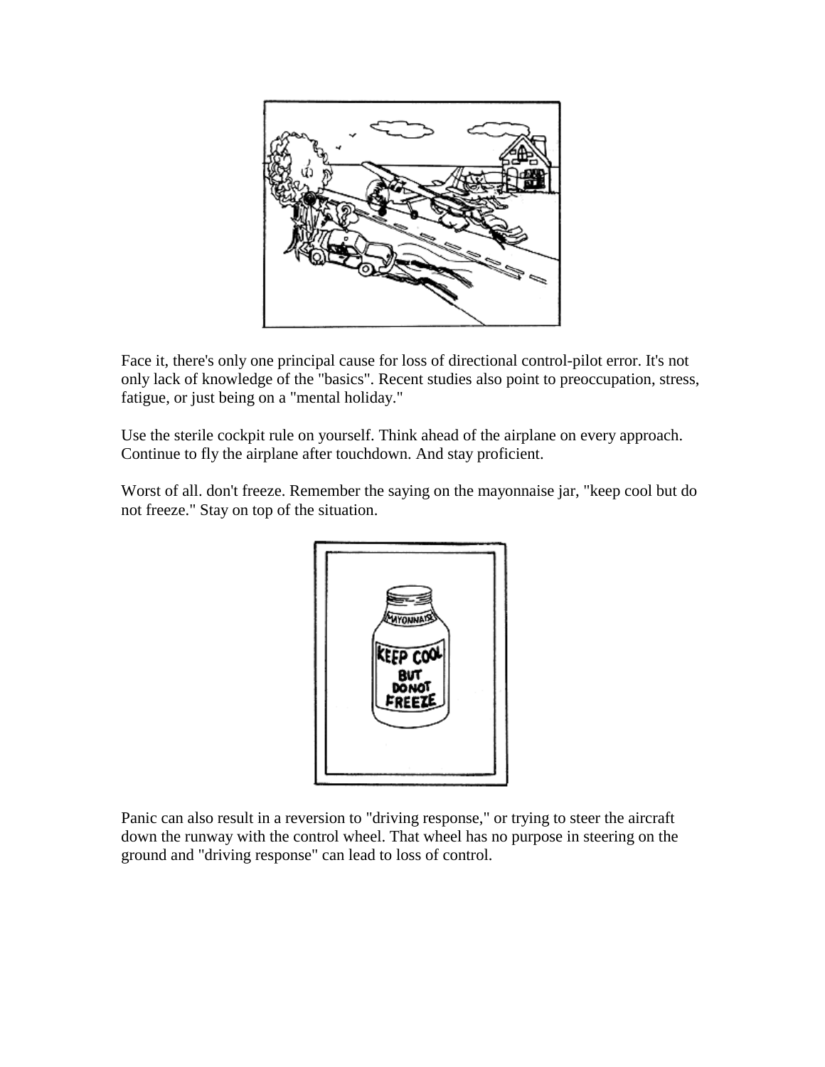Face it, there's only one principal cause for loss of directional control-pilot error. It's not only lack of knowledge of the "basics". Recent studies also point to preoccupation, stress, fatigue, or just being on a "mental holiday."

Use the sterile cockpit rule on yourself. Think ahead of the airplane on every approach. Continue to fly the airplane after touchdown. And stay proficient.

Worst of all. don't freeze. Remember the saying on the mayonnaise jar, "keep cool but do not freeze." Stay on top of the situation.

Panic can also result in a reversion to "driving response," or trying to steer the aircraft down the runway with the control wheel. That wheel has no purpose in steering on the ground and "driving response" can lead to loss of control.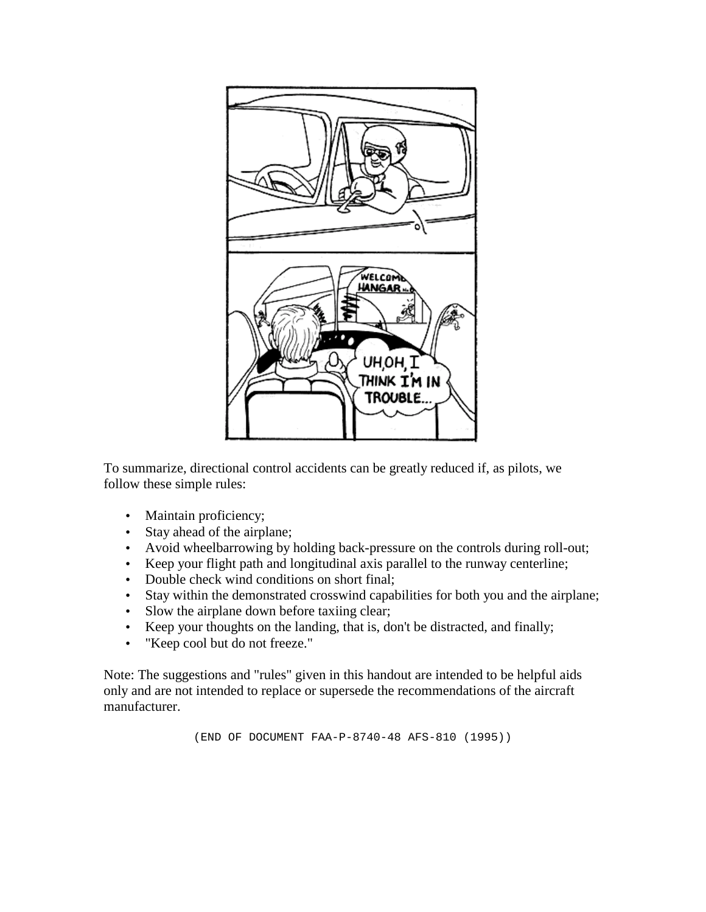To summarize, directional control accidents can be greatly reduced if, as pilots, we follow these simple rules:

- Maintain proficiency;
- Stay ahead of the airplane;
- Avoid wheelbarrowing by holding back-pressure on the controls during roll-out;
- Keep your flight path and longitudinal axis parallel to the runway centerline;
- Double check wind conditions on short final;
- Stay within the demonstrated crosswind capabilities for both you and the airplane;
- Slow the airplane down before taxiing clear;
- Keep your thoughts on the landing, that is, don't be distracted, and finally;
- "Keep cool but do not freeze."

Note: The suggestions and "rules" given in this handout are intended to be helpful aids only and are not intended to replace or supersede the recommendations of the aircraft manufacturer.

(END OF DOCUMENT FAA-P-8740-48 AFS-810 (1995))